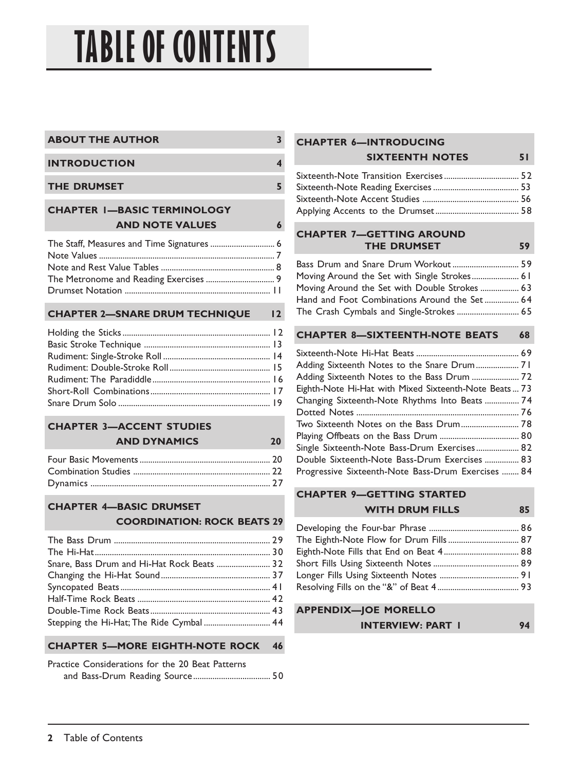# TABLE OF CONTENTS

**ABOUT THE AUTHOR** 3

**INTRODUCTION** 4

**THE DRUMSET** 5

**CHAPTER 1—BASIC TERMINOLOGY AND NOTE VALUES** 6

- The Staff, Measures and Time Signatures ..... 6
- Note Values ..... 7
- Note and Rest Value Tables ..... 8
- The Metronome and Reading Exercises ..... 9
- Drumset Notation ..... 11

**CHAPTER 2—SNARE DRUM TECHNIQUE** 12

- Holding the Sticks ..... 12
- Basic Stroke Technique ..... 13
- Rudiment: Single-Stroke Roll ..... 14
- Rudiment: Double-Stroke Roll ..... 15
- Rudiment: The Paradiddle ..... 16
- Short-Roll Combinations ..... 17
- Snare Drum Solo ..... 19

**CHAPTER 3—ACCENT STUDIES AND DYNAMICS** 20

- Four Basic Movements ..... 20
- Combination Studies ..... 22
- Dynamics ..... 27

**CHAPTER 4—BASIC DRUMSET COORDINATION: ROCK BEATS** 29

- The Bass Drum ..... 29
- The Hi-Hat ..... 30
- Snare, Bass Drum and Hi-Hat Rock Beats ..... 32
- Changing the Hi-Hat Sound ..... 37
- Syncopated Beats ..... 41
- Half-Time Rock Beats ..... 42
- Double-Time Rock Beats ..... 43
- Stepping the Hi-Hat; The Ride Cymbal ..... 44

**CHAPTER 5—MORE EIGHTH-NOTE ROCK** 46

- Practice Considerations for the 20 Beat Patterns and Bass-Drum Reading Source ..... 50

**CHAPTER 6—INTRODUCING SIXTEENTH NOTES** 51

- Sixteenth-Note Transition Exercises ..... 52
- Sixteenth-Note Reading Exercises ..... 53
- Sixteenth-Note Accent Studies ..... 56
- Applying Accents to the Drumset ..... 58

**CHAPTER 7—GETTING AROUND THE DRUMSET** 59

- Bass Drum and Snare Drum Workout ..... 59
- Moving Around the Set with Single Strokes ..... 61
- Moving Around the Set with Double Strokes ..... 63
- Hand and Foot Combinations Around the Set ..... 64
- The Crash Cymbals and Single-Strokes ..... 65

**CHAPTER 8—SIXTEENTH-NOTE BEATS** 68

- Sixteenth-Note Hi-Hat Beats ..... 69
- Adding Sixteenth Notes to the Snare Drum ..... 71
- Adding Sixteenth Notes to the Bass Drum ..... 72
- Eighth-Note Hi-Hat with Mixed Sixteenth-Note Beats ..... 73
- Changing Sixteenth-Note Rhythms Into Beats ..... 74
- Dotted Notes ..... 76
- Two Sixteenth Notes on the Bass Drum ..... 78
- Playing Offbeats on the Bass Drum ..... 80
- Single Sixteenth-Note Bass-Drum Exercises ..... 82
- Double Sixteenth-Note Bass-Drum Exercises ..... 83
- Progressive Sixteenth-Note Bass-Drum Exercises ..... 84

**CHAPTER 9—GETTING STARTED WITH DRUM FILLS** 85

- Developing the Four-bar Phrase ..... 86
- The Eighth-Note Flow for Drum Fills ..... 87
- Eighth-Note Fills that End on Beat 4 ..... 88
- Short Fills Using Sixteenth Notes ..... 89
- Longer Fills Using Sixteenth Notes ..... 91
- Resolving Fills on the "&" of Beat 4 ..... 93

**APPENDIX—JOE MORELLO INTERVIEW: PART 1** 94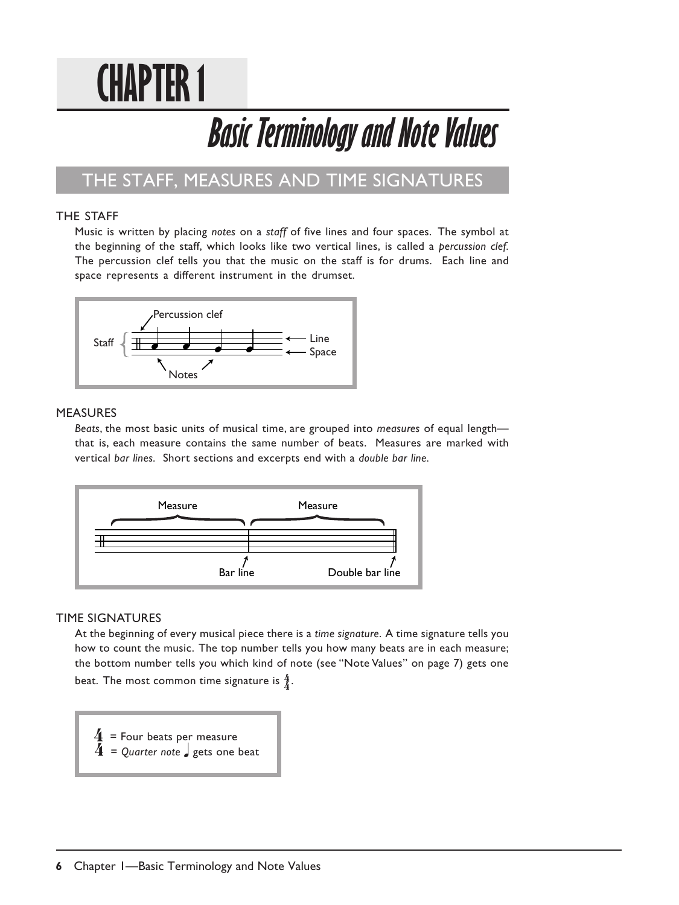# CHAPTER 1

## Basic Terminology and Note Values

## THE STAFF, MEASURES AND TIME SIGNATURES

### THE STAFF

Music is written by placing *notes* on a *staff* of five lines and four spaces. The symbol at the beginning of the staff, which looks like two vertical lines, is called a *percussion clef.* The percussion clef tells you that the music on the staff is for drums. Each line and space represents a different instrument in the drumset.

### MEASURES

*Beats*, the most basic units of musical time, are grouped into *measures* of equal length—that is, each measure contains the same number of beats. Measures are marked with vertical *bar lines.* Short sections and excerpts end with a *double bar line*.

### TIME SIGNATURES

At the beginning of every musical piece there is a *time signature*. A time signature tells you how to count the music. The top number tells you how many beats are in each measure; the bottom number tells you which kind of note (see "Note Values" on page 7) gets one beat. The most common time signature is $\frac{4}{4}$.

4 = Four beats per measure
4 = *Quarter note* ♩ gets one beat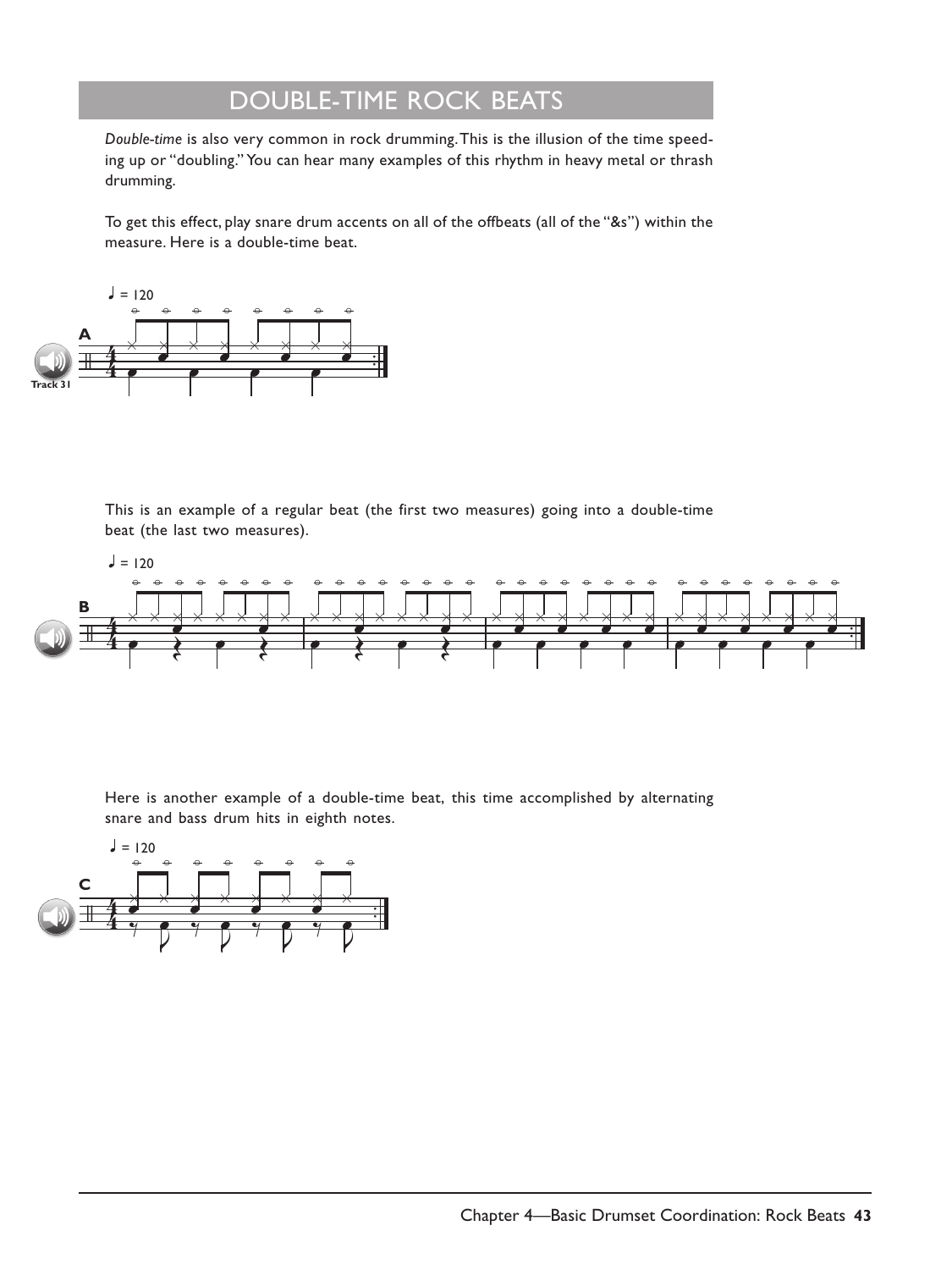# DOUBLE-TIME ROCK BEATS

*Double-time* is also very common in rock drumming. This is the illusion of the time speeding up or "doubling." You can hear many examples of this rhythm in heavy metal or thrash drumming.

To get this effect, play snare drum accents on all of the offbeats (all of the "&s") within the measure. Here is a double-time beat.

♩ = 120

A

Track 31

This is an example of a regular beat (the first two measures) going into a double-time beat (the last two measures).

♩ = 120

B

Here is another example of a double-time beat, this time accomplished by alternating snare and bass drum hits in eighth notes.

♩ = 120

C